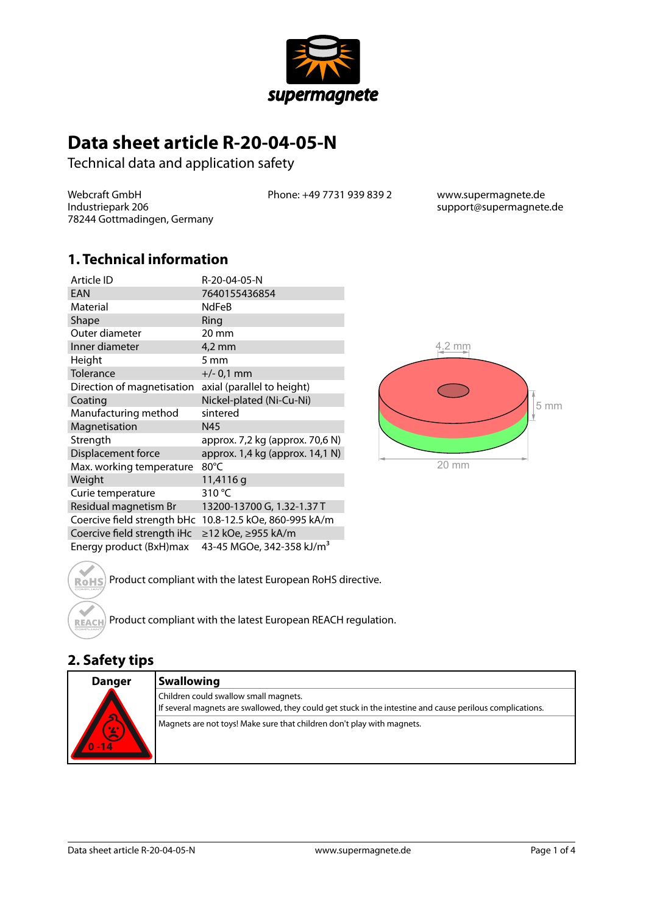# Data sheet article R-20-04-05-N

Technical data and application safety

Webcraft GmbH
Industriepark 206
78244 Gottmadingen, Germany

Phone: +49 7731 939 839 2

www.supermagnete.de
support@supermagnete.de

## 1. Technical information

| Article ID | R-20-04-05-N |
|---|---|
| EAN | 7640155436854 |
| Material | NdFeB |
| Shape | Ring |
| Outer diameter | 20 mm |
| Inner diameter | 4,2 mm |
| Height | 5 mm |
| Tolerance | +/- 0,1 mm |
| Direction of magnetisation | axial (parallel to height) |
| Coating | Nickel-plated (Ni-Cu-Ni) |
| Manufacturing method | sintered |
| Magnetisation | N45 |
| Strength | approx. 7,2 kg (approx. 70,6 N) |
| Displacement force | approx. 1,4 kg (approx. 14,1 N) |
| Max. working temperature | 80°C |
| Weight | 11,4116 g |
| Curie temperature | 310 °C |
| Residual magnetism Br | 13200-13700 G, 1.32-1.37 T |
| Coercive field strength bHc | 10.8-12.5 kOe, 860-995 kA/m |
| Coercive field strength iHc | ≥12 kOe, ≥955 kA/m |
| Energy product (BxH)max | 43-45 MGOe, 342-358 kJ/$m^3$ |

4.2 mm

5 mm

20 mm

Product compliant with the latest European RoHS directive.

Product compliant with the latest European REACH regulation.

## 2. Safety tips

| Danger | Swallowing |
|---|---|
| 0 -14 | Children could swallow small magnets.<br>If several magnets are swallowed, they could get stuck in the intestine and cause perilous complications. |
| | Magnets are not toys! Make sure that children don't play with magnets. |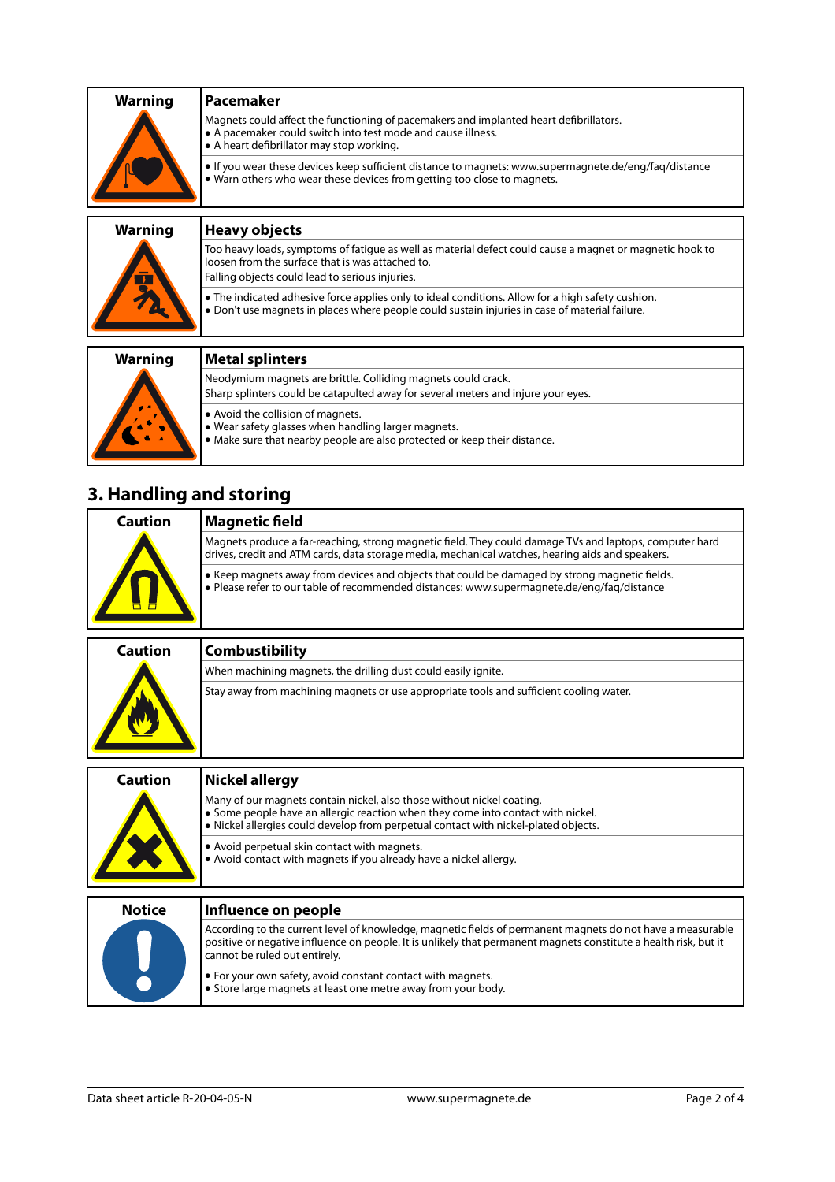| Warning | Pacemaker |
|---|---|
| | Magnets could affect the functioning of pacemakers and implanted heart defibrillators.<br>• A pacemaker could switch into test mode and cause illness.<br>• A heart defibrillator may stop working. |
| | • If you wear these devices keep sufficient distance to magnets: www.supermagnete.de/eng/faq/distance<br>• Warn others who wear these devices from getting too close to magnets. |

| Warning | Heavy objects |
|---|---|
| | Too heavy loads, symptoms of fatigue as well as material defect could cause a magnet or magnetic hook to loosen from the surface that is was attached to.<br>Falling objects could lead to serious injuries. |
| | • The indicated adhesive force applies only to ideal conditions. Allow for a high safety cushion.<br>• Don't use magnets in places where people could sustain injuries in case of material failure. |

| Warning | Metal splinters |
|---|---|
| | Neodymium magnets are brittle. Colliding magnets could crack.<br>Sharp splinters could be catapulted away for several meters and injure your eyes. |
| | • Avoid the collision of magnets.<br>• Wear safety glasses when handling larger magnets.<br>• Make sure that nearby people are also protected or keep their distance. |

## 3. Handling and storing

| Caution | Magnetic field |
|---|---|
| | Magnets produce a far-reaching, strong magnetic field. They could damage TVs and laptops, computer hard drives, credit and ATM cards, data storage media, mechanical watches, hearing aids and speakers. |
| | • Keep magnets away from devices and objects that could be damaged by strong magnetic fields.<br>• Please refer to our table of recommended distances: www.supermagnete.de/eng/faq/distance |

| Caution | Combustibility |
|---|---|
| | When machining magnets, the drilling dust could easily ignite. |
| | Stay away from machining magnets or use appropriate tools and sufficient cooling water. |

| Caution | Nickel allergy |
|---|---|
| | Many of our magnets contain nickel, also those without nickel coating.<br>• Some people have an allergic reaction when they come into contact with nickel.<br>• Nickel allergies could develop from perpetual contact with nickel-plated objects. |
| | • Avoid perpetual skin contact with magnets.<br>• Avoid contact with magnets if you already have a nickel allergy. |

| Notice | Influence on people |
|---|---|
| | According to the current level of knowledge, magnetic fields of permanent magnets do not have a measurable positive or negative influence on people. It is unlikely that permanent magnets constitute a health risk, but it cannot be ruled out entirely. |
| | • For your own safety, avoid constant contact with magnets.<br>• Store large magnets at least one metre away from your body. |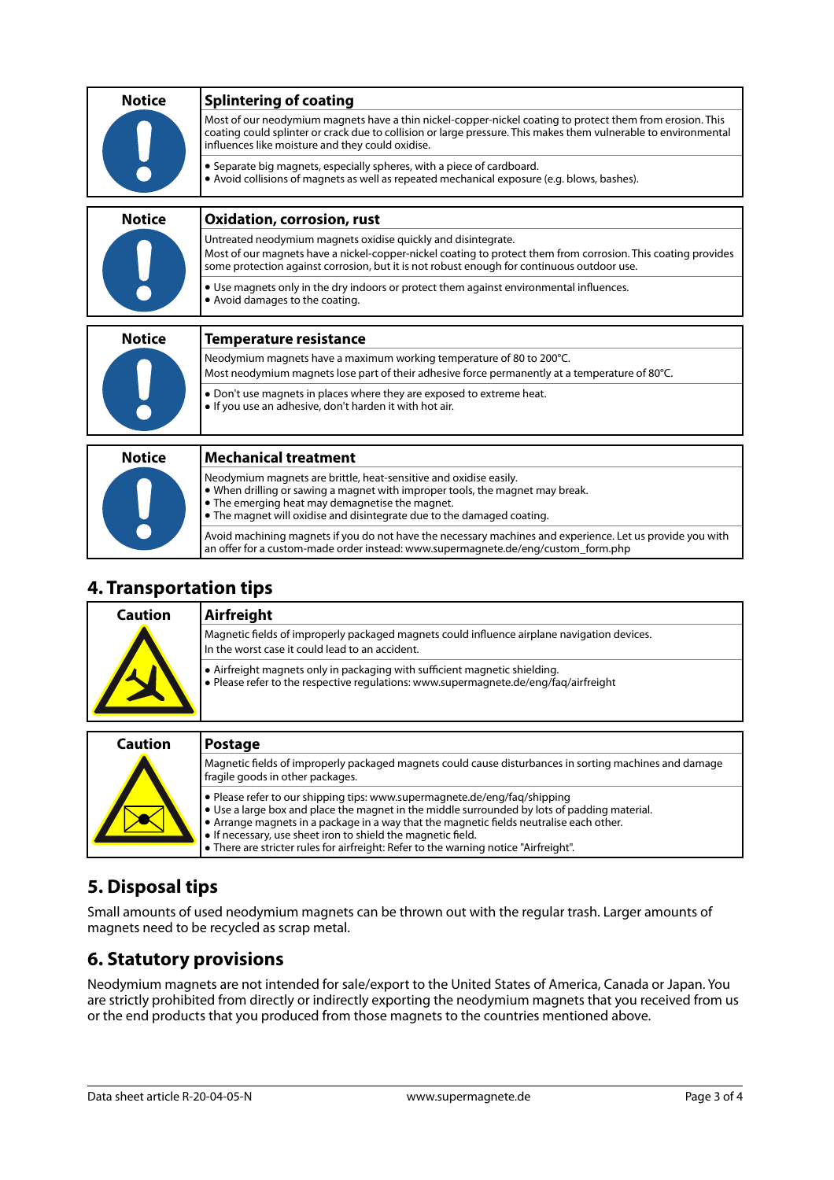| Notice | Splintering of coating |
|---|---|
| | Most of our neodymium magnets have a thin nickel-copper-nickel coating to protect them from erosion. This coating could splinter or crack due to collision or large pressure. This makes them vulnerable to environmental influences like moisture and they could oxidise. |
| | • Separate big magnets, especially spheres, with a piece of cardboard.<br>• Avoid collisions of magnets as well as repeated mechanical exposure (e.g. blows, bashes). |

| Notice | Oxidation, corrosion, rust |
|---|---|
| | Untreated neodymium magnets oxidise quickly and disintegrate.<br>Most of our magnets have a nickel-copper-nickel coating to protect them from corrosion. This coating provides some protection against corrosion, but it is not robust enough for continuous outdoor use. |
| | • Use magnets only in the dry indoors or protect them against environmental influences.<br>• Avoid damages to the coating. |

| Notice | Temperature resistance |
|---|---|
| | Neodymium magnets have a maximum working temperature of 80 to 200°C.<br>Most neodymium magnets lose part of their adhesive force permanently at a temperature of 80°C. |
| | • Don't use magnets in places where they are exposed to extreme heat.<br>• If you use an adhesive, don't harden it with hot air. |

| Notice | Mechanical treatment |
|---|---|
| | Neodymium magnets are brittle, heat-sensitive and oxidise easily.<br>• When drilling or sawing a magnet with improper tools, the magnet may break.<br>• The emerging heat may demagnetise the magnet.<br>• The magnet will oxidise and disintegrate due to the damaged coating. |
| | Avoid machining magnets if you do not have the necessary machines and experience. Let us provide you with an offer for a custom-made order instead: www.supermagnete.de/eng/custom_form.php |

## 4. Transportation tips

| Caution | Airfreight |
|---|---|
| | Magnetic fields of improperly packaged magnets could influence airplane navigation devices.<br>In the worst case it could lead to an accident. |
| | • Airfreight magnets only in packaging with sufficient magnetic shielding.<br>• Please refer to the respective regulations: www.supermagnete.de/eng/faq/airfreight |

| Caution | Postage |
|---|---|
| | Magnetic fields of improperly packaged magnets could cause disturbances in sorting machines and damage fragile goods in other packages. |
| | • Please refer to our shipping tips: www.supermagnete.de/eng/faq/shipping<br>• Use a large box and place the magnet in the middle surrounded by lots of padding material.<br>• Arrange magnets in a package in a way that the magnetic fields neutralise each other.<br>• If necessary, use sheet iron to shield the magnetic field.<br>• There are stricter rules for airfreight: Refer to the warning notice "Airfreight". |

## 5. Disposal tips

Small amounts of used neodymium magnets can be thrown out with the regular trash. Larger amounts of magnets need to be recycled as scrap metal.

## 6. Statutory provisions

Neodymium magnets are not intended for sale/export to the United States of America, Canada or Japan. You are strictly prohibited from directly or indirectly exporting the neodymium magnets that you received from us or the end products that you produced from those magnets to the countries mentioned above.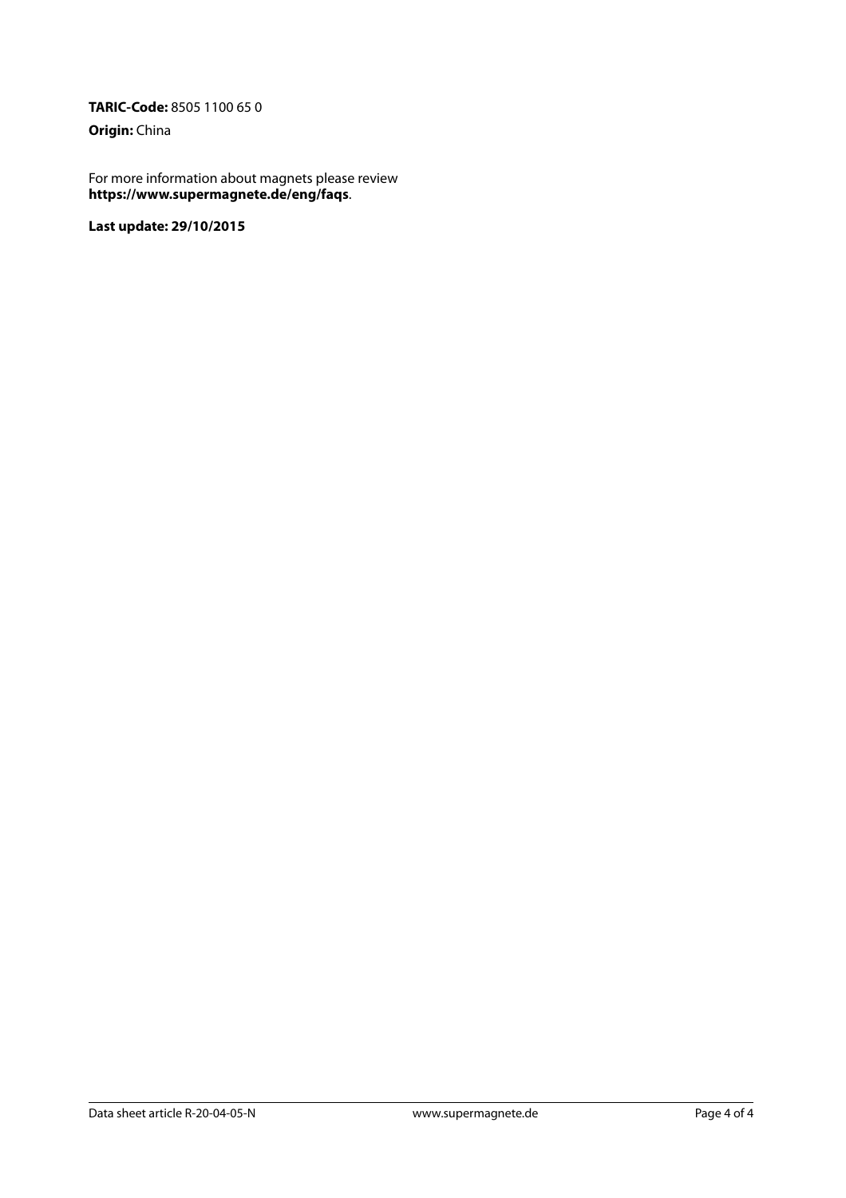**TARIC-Code:** 8505 1100 65 0

**Origin:** China

For more information about magnets please review **https://www.supermagnete.de/eng/faqs**.

**Last update: 29/10/2015**